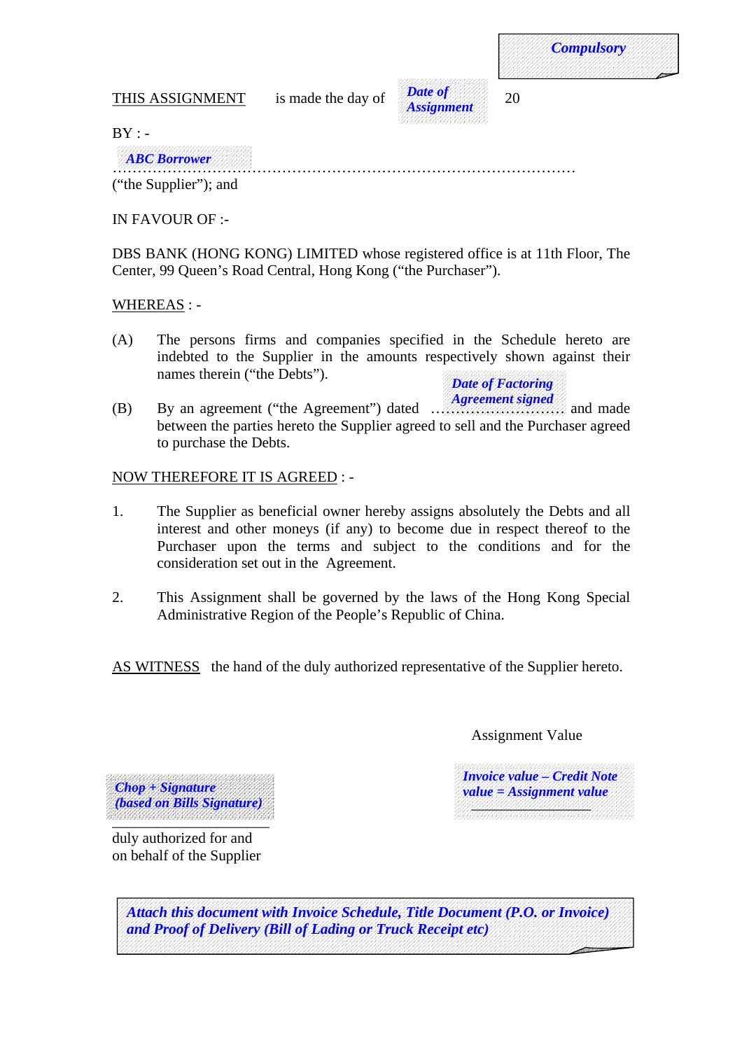*Compulsory*

<u>THIS ASSIGNMENT</u> is made the day of *Date of Assignment* 20

BY : -

*ABC Borrower*
…………………………………………………………………………………
("the Supplier"); and

IN FAVOUR OF :-

DBS BANK (HONG KONG) LIMITED whose registered office is at 11th Floor, The Center, 99 Queen's Road Central, Hong Kong ("the Purchaser").

<u>WHEREAS</u> : -

(A) The persons firms and companies specified in the Schedule hereto are indebted to the Supplier in the amounts respectively shown against their names therein ("the Debts").

(B) By an agreement ("the Agreement") dated *Date of Factoring Agreement signed* ……………………… and made between the parties hereto the Supplier agreed to sell and the Purchaser agreed to purchase the Debts.

<u>NOW THEREFORE IT IS AGREED</u> : -

1. The Supplier as beneficial owner hereby assigns absolutely the Debts and all interest and other moneys (if any) to become due in respect thereof to the Purchaser upon the terms and subject to the conditions and for the consideration set out in the Agreement.

2. This Assignment shall be governed by the laws of the Hong Kong Special Administrative Region of the People's Republic of China.

<u>AS WITNESS</u> the hand of the duly authorized representative of the Supplier hereto.

Assignment Value

*Invoice value – Credit Note value = Assignment value*

\_\_\_\_\_\_\_\_\_\_\_\_\_\_\_\_\_\_

*Chop + Signature (based on Bills Signature)*

\_\_\_\_\_\_\_\_\_\_\_\_\_\_\_\_\_\_\_\_\_\_\_\_\_\_
duly authorized for and
on behalf of the Supplier

*Attach this document with Invoice Schedule, Title Document (P.O. or Invoice) and Proof of Delivery (Bill of Lading or Truck Receipt etc)*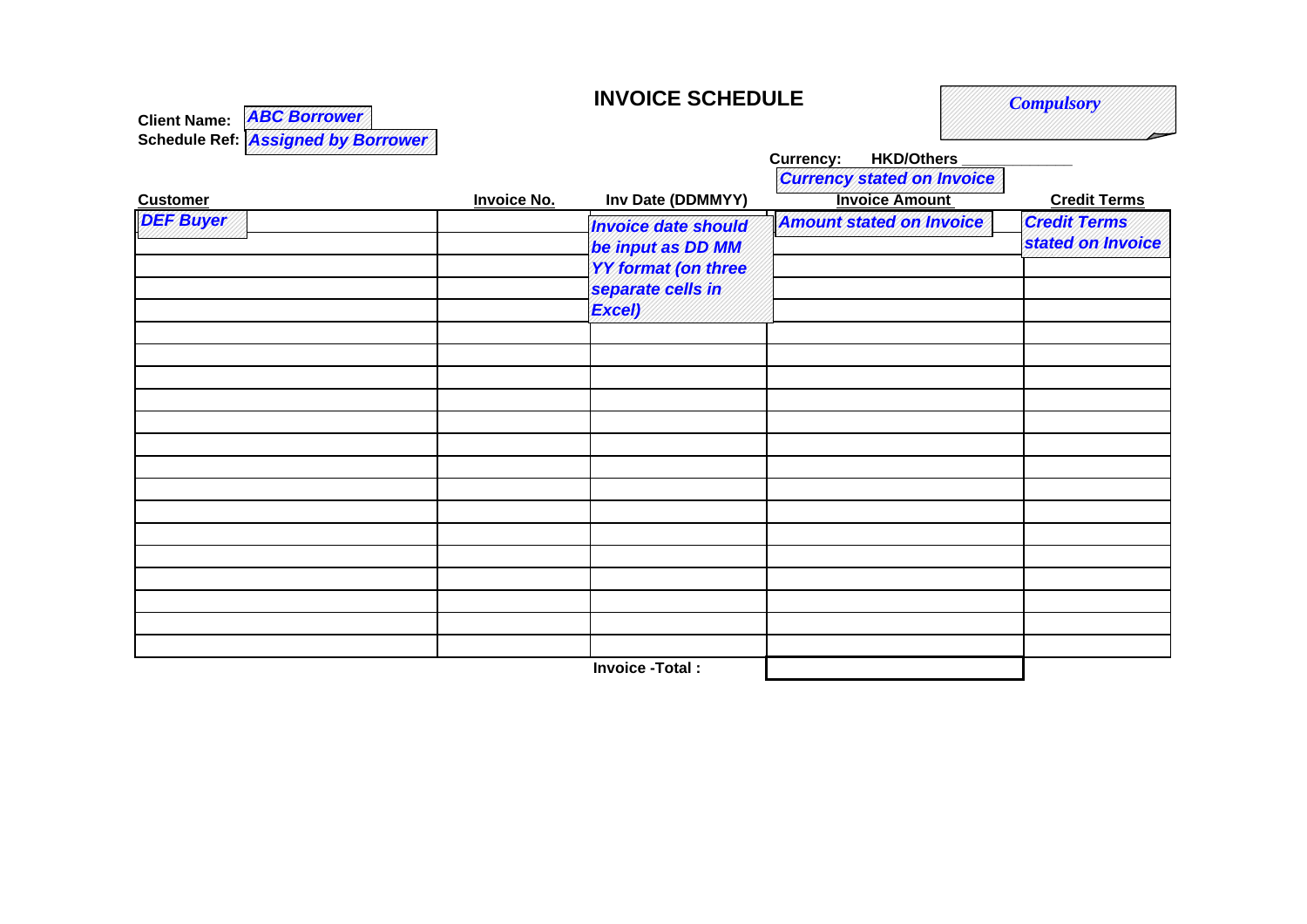# INVOICE SCHEDULE

*Compulsory*

**Client Name:** *ABC Borrower*

**Schedule Ref:** *Assigned by Borrower*

**Currency:** **HKD/Others** ____________

*Currency stated on Invoice*

| Customer | Invoice No. | Inv Date (DDMMYY) | Invoice Amount | Credit Terms |
|---|---|---|---|---|
| *DEF Buyer* | | *Invoice date should be input as DD MM YY format (on three separate cells in Excel)* | *Amount stated on Invoice* | *Credit Terms stated on Invoice* |
| | | | | |
| | | | | |
| | | | | |
| | | | | |
| | | | | |
| | | | | |
| | | | | |
| | | | | |
| | | | | |
| | | | | |
| | | | | |
| | | | | |
| | | | | |
| | | | | |
| | | | | |
| | | | | |
| | | | | |
| | | | | |
| | | | | |
| | | **Invoice -Total :** | | |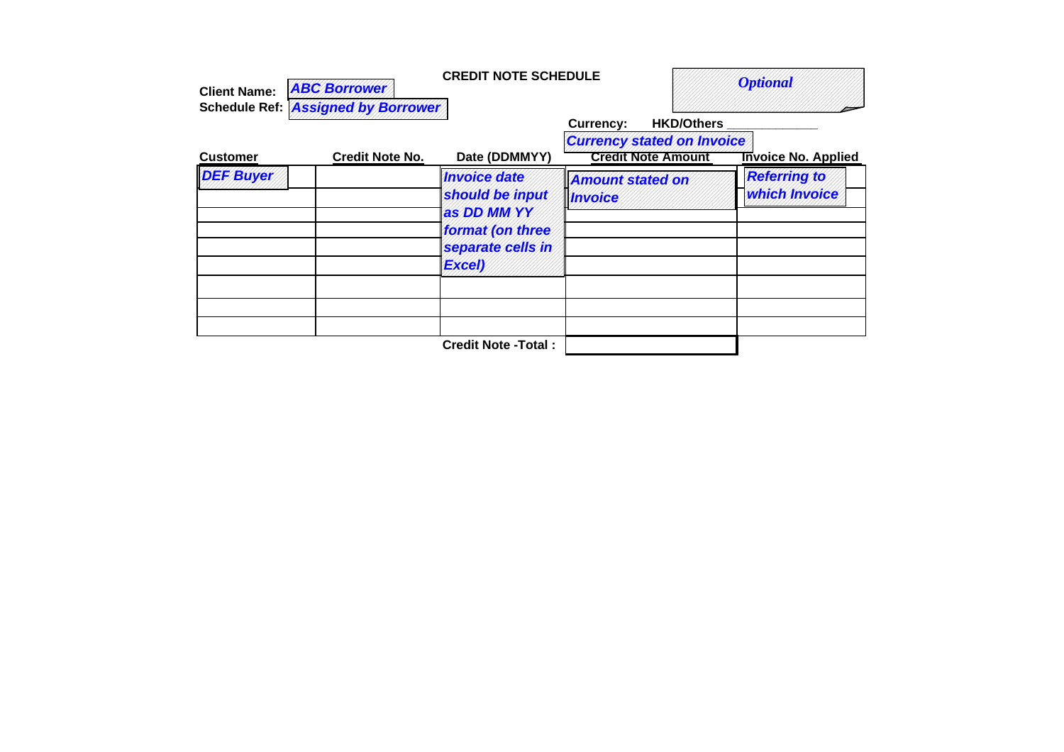## CREDIT NOTE SCHEDULE

*Optional*

**Client Name:** *ABC Borrower*

**Schedule Ref:** *Assigned by Borrower*

**Currency:** **HKD/Others** ____________

*Currency stated on Invoice*

| Customer | Credit Note No. | Date (DDMMYY) | Credit Note Amount | Invoice No. Applied |
|---|---|---|---|---|
| *DEF Buyer* | | *Invoice date should be input as DD MM YY format (on three separate cells in Excel)* | *Amount stated on Invoice* | *Referring to which Invoice* |
| | | | | |
| | | | | |
| | | | | |
| | | | | |
| | | | | |
| | | | | |
| | | | | |
| | | | | |
| | | **Credit Note -Total :** | | |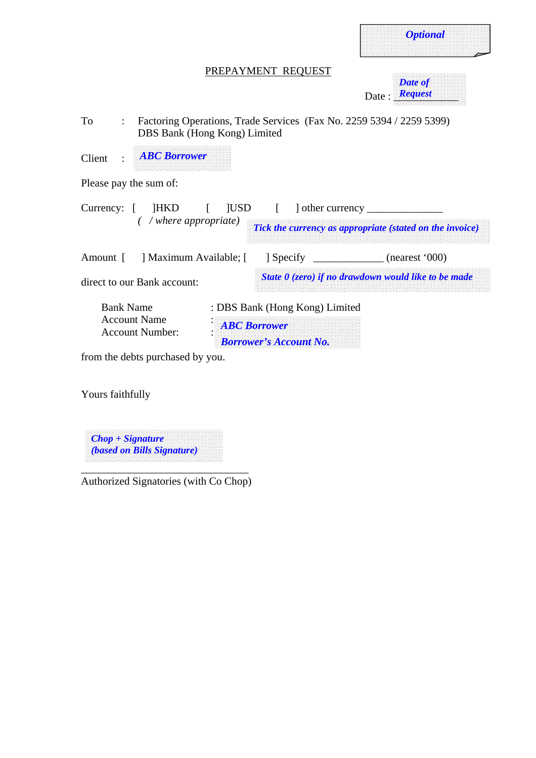***Optional***

PREPAYMENT REQUEST

Date : ***Date of Request***

To : Factoring Operations, Trade Services (Fax No. 2259 5394 / 2259 5399)
DBS Bank (Hong Kong) Limited

Client : ***ABC Borrower***

Please pay the sum of:

Currency: [ ]HKD [ ]USD [ ] other currency ______________
( / where appropriate)

***Tick the currency as appropriate (stated on the invoice)***

Amount [ ] Maximum Available; [ ] Specify _____________ (nearest '000)

direct to our Bank account:

***State 0 (zero) if no drawdown would like to be made***

Bank Name : DBS Bank (Hong Kong) Limited
Account Name : ***ABC Borrower***
Account Number: : ***Borrower's Account No.***

from the debts purchased by you.

Yours faithfully

***Chop + Signature (based on Bills Signature)***

______________________________
Authorized Signatories (with Co Chop)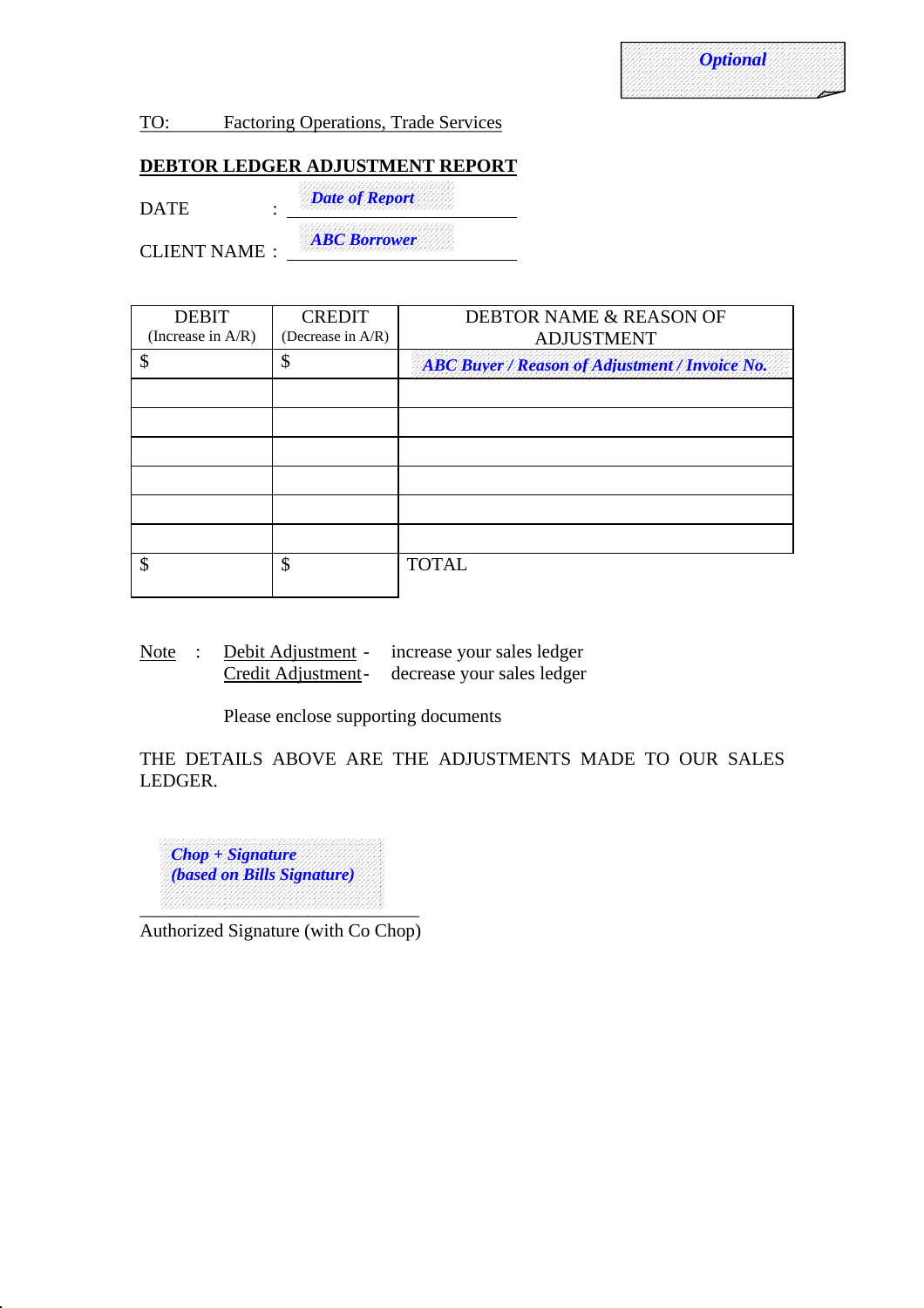*Optional*

TO: Factoring Operations, Trade Services

**DEBTOR LEDGER ADJUSTMENT REPORT**

DATE : *Date of Report*

CLIENT NAME : *ABC Borrower*

| DEBIT (Increase in A/R) | CREDIT (Decrease in A/R) | DEBTOR NAME & REASON OF ADJUSTMENT |
|---|---|---|
| $ | $ | *ABC Buyer / Reason of Adjustment / Invoice No.* |
| | | |
| | | |
| | | |
| | | |
| | | |
| | | |
| $ | $ | TOTAL |

Note : Debit Adjustment - increase your sales ledger
Credit Adjustment - decrease your sales ledger

Please enclose supporting documents

THE DETAILS ABOVE ARE THE ADJUSTMENTS MADE TO OUR SALES LEDGER.

*Chop + Signature*
*(based on Bills Signature)*

Authorized Signature (with Co Chop)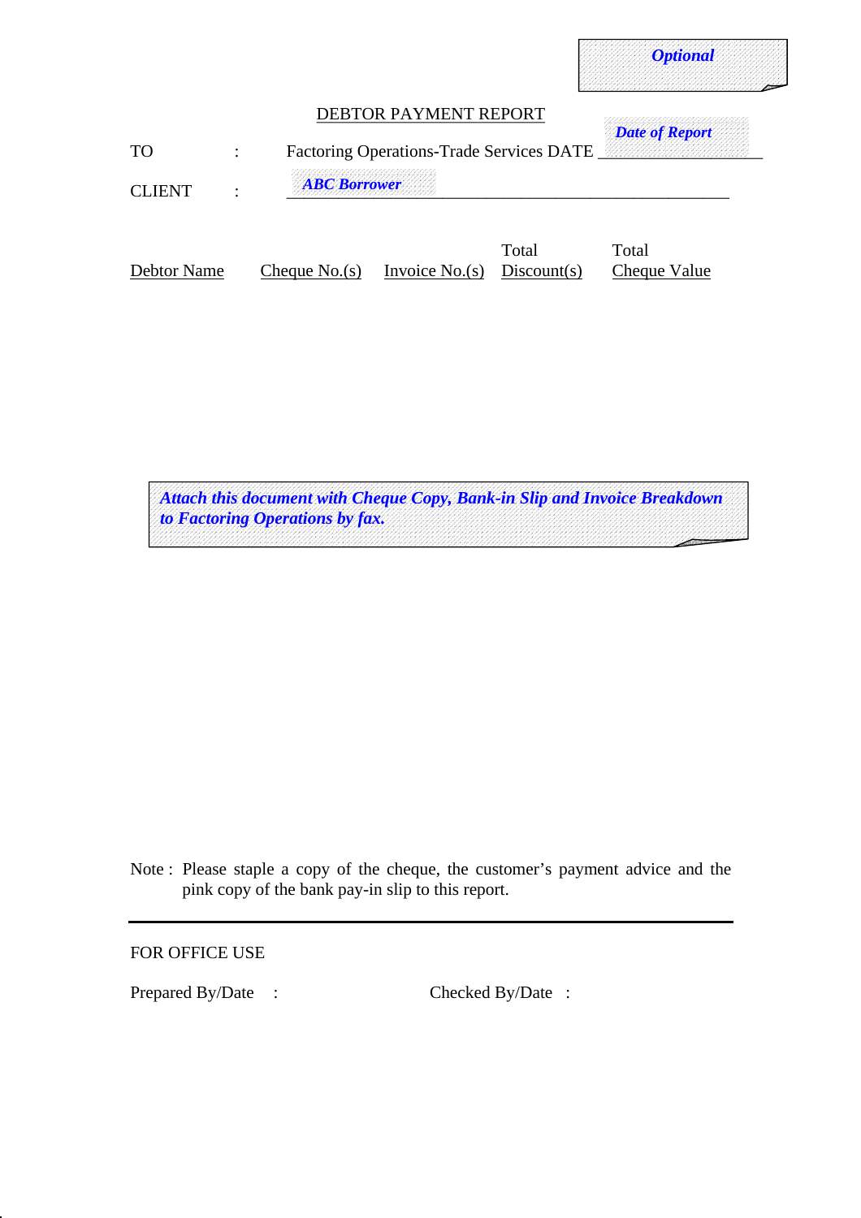*Optional*

DEBTOR PAYMENT REPORT

TO : Factoring Operations-Trade Services DATE *Date of Report*

CLIENT : *ABC Borrower*

| Debtor Name | Cheque No.(s) | Invoice No.(s) | Total Discount(s) | Total Cheque Value |
|---|---|---|---|---|

***Attach this document with Cheque Copy, Bank-in Slip and Invoice Breakdown to Factoring Operations by fax.***

Note : Please staple a copy of the cheque, the customer's payment advice and the pink copy of the bank pay-in slip to this report.

---

FOR OFFICE USE

Prepared By/Date :

Checked By/Date :